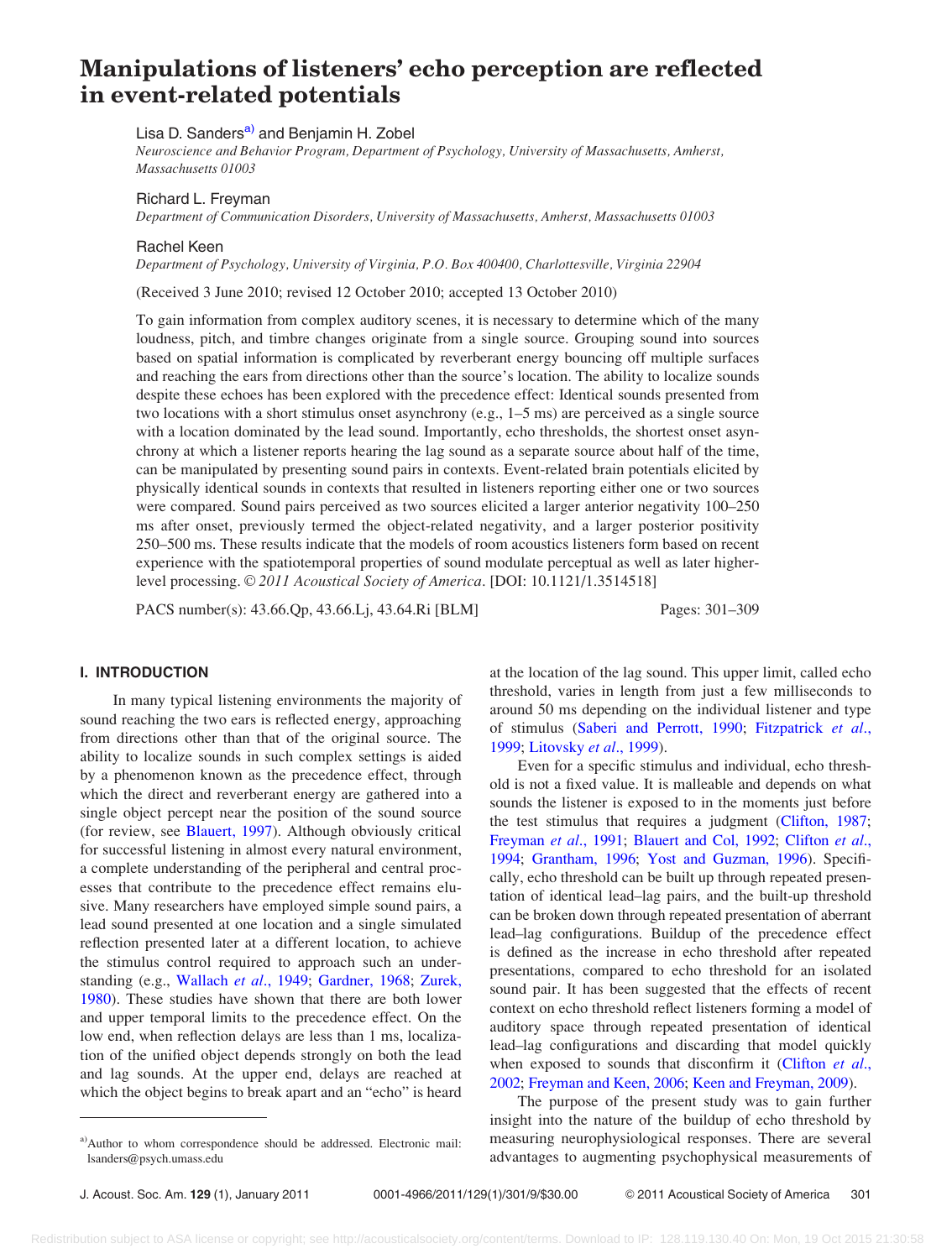# Manipulations of listeners' echo perception are reflected in event-related potentials

Lisa D. Sanders[a] and Benjamin H. Zobel

*Neuroscience and Behavior Program, Department of Psychology, University of Massachusetts, Amherst, Massachusetts 01003*

Richard L. Freyman

*Department of Communication Disorders, University of Massachusetts, Amherst, Massachusetts 01003*

Rachel Keen

*Department of Psychology, University of Virginia, P.O. Box 400400, Charlottesville, Virginia 22904*

(Received 3 June 2010; revised 12 October 2010; accepted 13 October 2010)

To gain information from complex auditory scenes, it is necessary to determine which of the many loudness, pitch, and timbre changes originate from a single source. Grouping sound into sources based on spatial information is complicated by reverberant energy bouncing off multiple surfaces and reaching the ears from directions other than the source's location. The ability to localize sounds despite these echoes has been explored with the precedence effect: Identical sounds presented from two locations with a short stimulus onset asynchrony (e.g., 1–5 ms) are perceived as a single source with a location dominated by the lead sound. Importantly, echo thresholds, the shortest onset asynchrony at which a listener reports hearing the lag sound as a separate source about half of the time, can be manipulated by presenting sound pairs in contexts. Event-related brain potentials elicited by physically identical sounds in contexts that resulted in listeners reporting either one or two sources were compared. Sound pairs perceived as two sources elicited a larger anterior negativity 100–250 ms after onset, previously termed the object-related negativity, and a larger posterior positivity 250–500 ms. These results indicate that the models of room acoustics listeners form based on recent experience with the spatiotemporal properties of sound modulate perceptual as well as later higher-level processing. *© 2011 Acoustical Society of America*. [DOI: 10.1121/1.3514518]

PACS number(s): 43.66.Qp, 43.66.Lj, 43.64.Ri [BLM] Pages: 301–309

## I. INTRODUCTION

In many typical listening environments the majority of sound reaching the two ears is reflected energy, approaching from directions other than that of the original source. The ability to localize sounds in such complex settings is aided by a phenomenon known as the precedence effect, through which the direct and reverberant energy are gathered into a single object percept near the position of the sound source (for review, see Blauert, 1997). Although obviously critical for successful listening in almost every natural environment, a complete understanding of the peripheral and central processes that contribute to the precedence effect remains elusive. Many researchers have employed simple sound pairs, a lead sound presented at one location and a single simulated reflection presented later at a different location, to achieve the stimulus control required to approach such an understanding (e.g., Wallach *et al.*, 1949; Gardner, 1968; Zurek, 1980). These studies have shown that there are both lower and upper temporal limits to the precedence effect. On the low end, when reflection delays are less than 1 ms, localization of the unified object depends strongly on both the lead and lag sounds. At the upper end, delays are reached at which the object begins to break apart and an "echo" is heard at the location of the lag sound. This upper limit, called echo threshold, varies in length from just a few milliseconds to around 50 ms depending on the individual listener and type of stimulus (Saberi and Perrott, 1990; Fitzpatrick *et al.*, 1999; Litovsky *et al.*, 1999).

Even for a specific stimulus and individual, echo threshold is not a fixed value. It is malleable and depends on what sounds the listener is exposed to in the moments just before the test stimulus that requires a judgment (Clifton, 1987; Freyman *et al.*, 1991; Blauert and Col, 1992; Clifton *et al.*, 1994; Grantham, 1996; Yost and Guzman, 1996). Specifically, echo threshold can be built up through repeated presentation of identical lead–lag pairs, and the built-up threshold can be broken down through repeated presentation of aberrant lead–lag configurations. Buildup of the precedence effect is defined as the increase in echo threshold after repeated presentations, compared to echo threshold for an isolated sound pair. It has been suggested that the effects of recent context on echo threshold reflect listeners forming a model of auditory space through repeated presentation of identical lead–lag configurations and discarding that model quickly when exposed to sounds that disconfirm it (Clifton *et al.*, 2002; Freyman and Keen, 2006; Keen and Freyman, 2009).

The purpose of the present study was to gain further insight into the nature of the buildup of echo threshold by measuring neurophysiological responses. There are several advantages to augmenting psychophysical measurements of

[a] Author to whom correspondence should be addressed. Electronic mail: lsanders@psych.umass.edu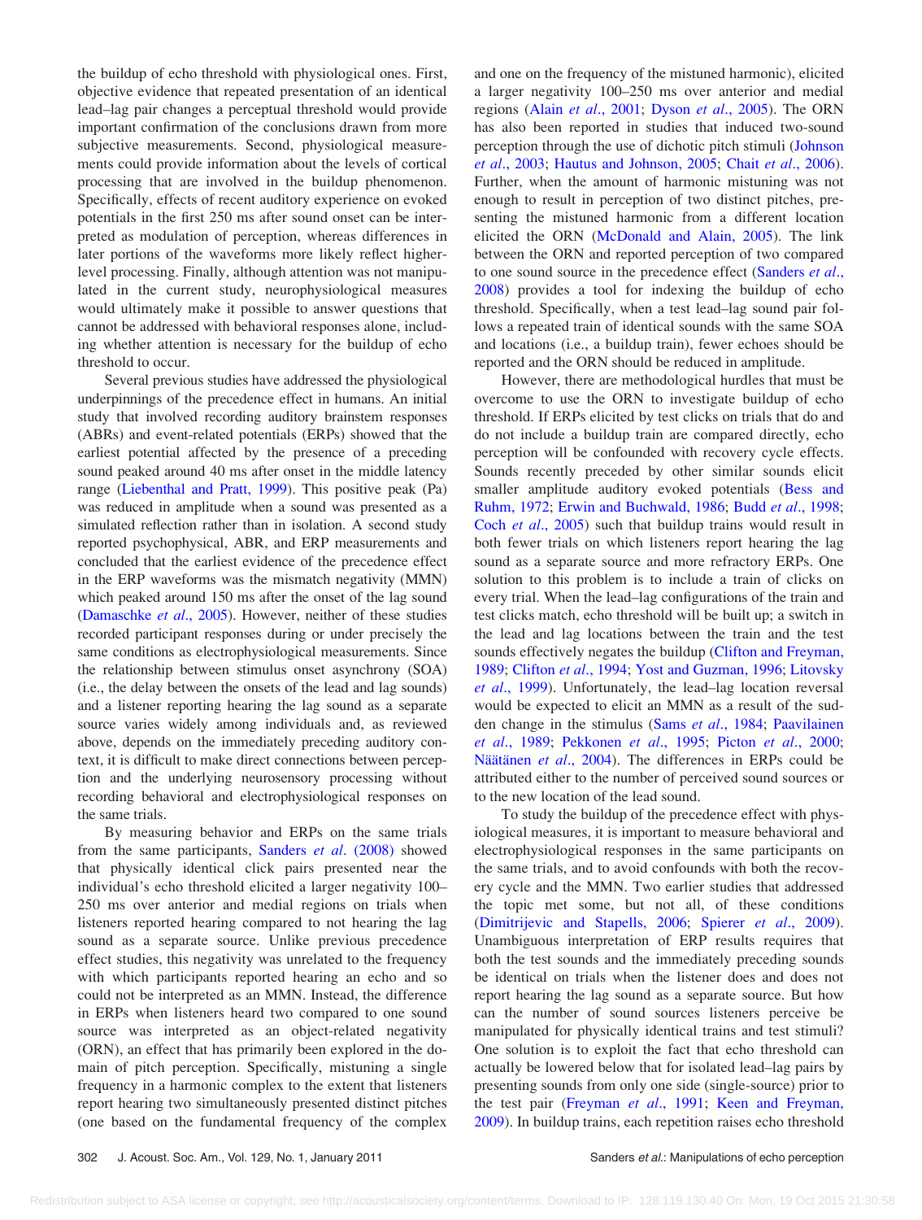the buildup of echo threshold with physiological ones. First, objective evidence that repeated presentation of an identical lead–lag pair changes a perceptual threshold would provide important confirmation of the conclusions drawn from more subjective measurements. Second, physiological measurements could provide information about the levels of cortical processing that are involved in the buildup phenomenon. Specifically, effects of recent auditory experience on evoked potentials in the first 250 ms after sound onset can be interpreted as modulation of perception, whereas differences in later portions of the waveforms more likely reflect higher-level processing. Finally, although attention was not manipulated in the current study, neurophysiological measures would ultimately make it possible to answer questions that cannot be addressed with behavioral responses alone, including whether attention is necessary for the buildup of echo threshold to occur.

Several previous studies have addressed the physiological underpinnings of the precedence effect in humans. An initial study that involved recording auditory brainstem responses (ABRs) and event-related potentials (ERPs) showed that the earliest potential affected by the presence of a preceding sound peaked around 40 ms after onset in the middle latency range (Liebenthal and Pratt, 1999). This positive peak (Pa) was reduced in amplitude when a sound was presented as a simulated reflection rather than in isolation. A second study reported psychophysical, ABR, and ERP measurements and concluded that the earliest evidence of the precedence effect in the ERP waveforms was the mismatch negativity (MMN) which peaked around 150 ms after the onset of the lag sound (Damaschke *et al.*, 2005). However, neither of these studies recorded participant responses during or under precisely the same conditions as electrophysiological measurements. Since the relationship between stimulus onset asynchrony (SOA) (i.e., the delay between the onsets of the lead and lag sounds) and a listener reporting hearing the lag sound as a separate source varies widely among individuals and, as reviewed above, depends on the immediately preceding auditory context, it is difficult to make direct connections between perception and the underlying neurosensory processing without recording behavioral and electrophysiological responses on the same trials.

By measuring behavior and ERPs on the same trials from the same participants, Sanders *et al.* (2008) showed that physically identical click pairs presented near the individual's echo threshold elicited a larger negativity 100–250 ms over anterior and medial regions on trials when listeners reported hearing compared to not hearing the lag sound as a separate source. Unlike previous precedence effect studies, this negativity was unrelated to the frequency with which participants reported hearing an echo and so could not be interpreted as an MMN. Instead, the difference in ERPs when listeners heard two compared to one sound source was interpreted as an object-related negativity (ORN), an effect that has primarily been explored in the domain of pitch perception. Specifically, mistuning a single frequency in a harmonic complex to the extent that listeners report hearing two simultaneously presented distinct pitches (one based on the fundamental frequency of the complex and one on the frequency of the mistuned harmonic), elicited a larger negativity 100–250 ms over anterior and medial regions (Alain *et al.*, 2001; Dyson *et al.*, 2005). The ORN has also been reported in studies that induced two-sound perception through the use of dichotic pitch stimuli (Johnson *et al.*, 2003; Hautus and Johnson, 2005; Chait *et al.*, 2006). Further, when the amount of harmonic mistuning was not enough to result in perception of two distinct pitches, presenting the mistuned harmonic from a different location elicited the ORN (McDonald and Alain, 2005). The link between the ORN and reported perception of two compared to one sound source in the precedence effect (Sanders *et al.*, 2008) provides a tool for indexing the buildup of echo threshold. Specifically, when a test lead–lag sound pair follows a repeated train of identical sounds with the same SOA and locations (i.e., a buildup train), fewer echoes should be reported and the ORN should be reduced in amplitude.

However, there are methodological hurdles that must be overcome to use the ORN to investigate buildup of echo threshold. If ERPs elicited by test clicks on trials that do and do not include a buildup train are compared directly, echo perception will be confounded with recovery cycle effects. Sounds recently preceded by other similar sounds elicit smaller amplitude auditory evoked potentials (Bess and Ruhm, 1972; Erwin and Buchwald, 1986; Budd *et al.*, 1998; Coch *et al.*, 2005) such that buildup trains would result in both fewer trials on which listeners report hearing the lag sound as a separate source and more refractory ERPs. One solution to this problem is to include a train of clicks on every trial. When the lead–lag configurations of the train and test clicks match, echo threshold will be built up; a switch in the lead and lag locations between the train and the test sounds effectively negates the buildup (Clifton and Freyman, 1989; Clifton *et al.*, 1994; Yost and Guzman, 1996; Litovsky *et al.*, 1999). Unfortunately, the lead–lag location reversal would be expected to elicit an MMN as a result of the sudden change in the stimulus (Sams *et al.*, 1984; Paavilainen *et al.*, 1989; Pekkonen *et al.*, 1995; Picton *et al.*, 2000; Näätänen *et al.*, 2004). The differences in ERPs could be attributed either to the number of perceived sound sources or to the new location of the lead sound.

To study the buildup of the precedence effect with physiological measures, it is important to measure behavioral and electrophysiological responses in the same participants on the same trials, and to avoid confounds with both the recovery cycle and the MMN. Two earlier studies that addressed the topic met some, but not all, of these conditions (Dimitrijevic and Stapells, 2006; Spierer *et al.*, 2009). Unambiguous interpretation of ERP results requires that both the test sounds and the immediately preceding sounds be identical on trials when the listener does and does not report hearing the lag sound as a separate source. But how can the number of sound sources listeners perceive be manipulated for physically identical trains and test stimuli? One solution is to exploit the fact that echo threshold can actually be lowered below that for isolated lead–lag pairs by presenting sounds from only one side (single-source) prior to the test pair (Freyman *et al.*, 1991; Keen and Freyman, 2009). In buildup trains, each repetition raises echo threshold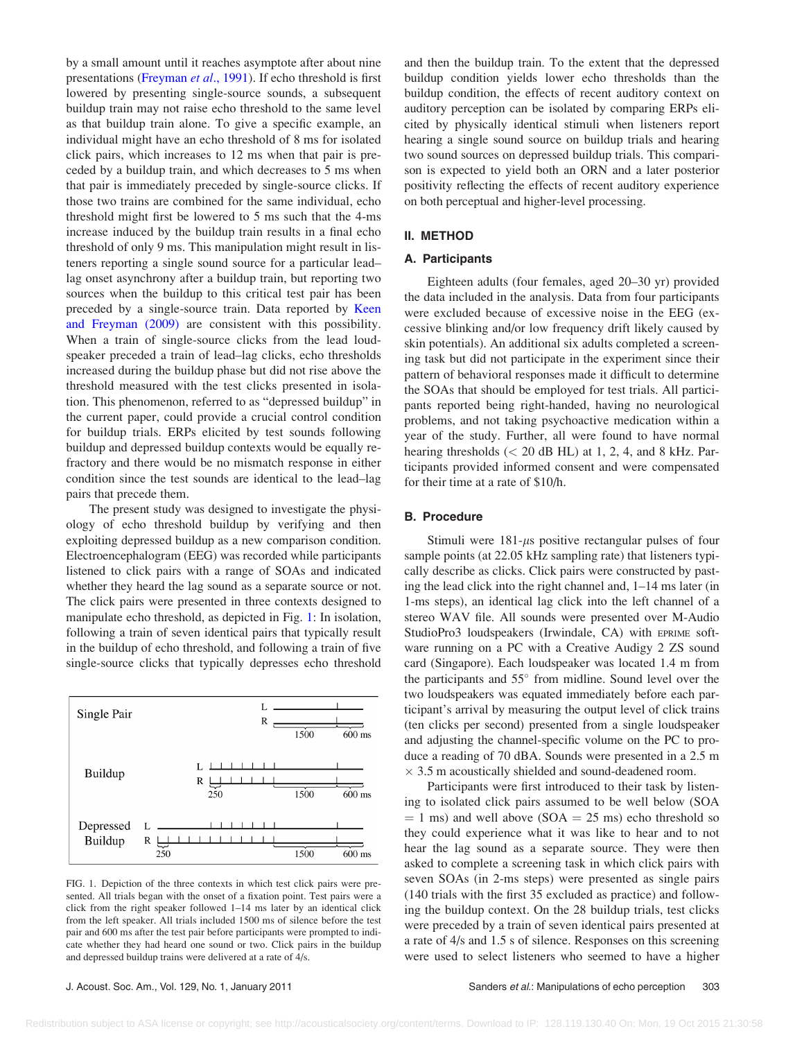by a small amount until it reaches asymptote after about nine presentations (Freyman *et al.*, 1991). If echo threshold is first lowered by presenting single-source sounds, a subsequent buildup train may not raise echo threshold to the same level as that buildup train alone. To give a specific example, an individual might have an echo threshold of 8 ms for isolated click pairs, which increases to 12 ms when that pair is preceded by a buildup train, and which decreases to 5 ms when that pair is immediately preceded by single-source clicks. If those two trains are combined for the same individual, echo threshold might first be lowered to 5 ms such that the 4-ms increase induced by the buildup train results in a final echo threshold of only 9 ms. This manipulation might result in listeners reporting a single sound source for a particular lead–lag onset asynchrony after a buildup train, but reporting two sources when the buildup to this critical test pair has been preceded by a single-source train. Data reported by Keen and Freyman (2009) are consistent with this possibility. When a train of single-source clicks from the lead loudspeaker preceded a train of lead–lag clicks, echo thresholds increased during the buildup phase but did not rise above the threshold measured with the test clicks presented in isolation. This phenomenon, referred to as "depressed buildup" in the current paper, could provide a crucial control condition for buildup trials. ERPs elicited by test sounds following buildup and depressed buildup contexts would be equally refractory and there would be no mismatch response in either condition since the test sounds are identical to the lead–lag pairs that precede them.

The present study was designed to investigate the physiology of echo threshold buildup by verifying and then exploiting depressed buildup as a new comparison condition. Electroencephalogram (EEG) was recorded while participants listened to click pairs with a range of SOAs and indicated whether they heard the lag sound as a separate source or not. The click pairs were presented in three contexts designed to manipulate echo threshold, as depicted in Fig. 1: In isolation, following a train of seven identical pairs that typically result in the buildup of echo threshold, and following a train of five single-source clicks that typically depresses echo threshold and then the buildup train. To the extent that the depressed buildup condition yields lower echo thresholds than the buildup condition, the effects of recent auditory context on auditory perception can be isolated by comparing ERPs elicited by physically identical stimuli when listeners report hearing a single sound source on buildup trials and hearing two sound sources on depressed buildup trials. This comparison is expected to yield both an ORN and a later posterior positivity reflecting the effects of recent auditory experience on both perceptual and higher-level processing.

FIG. 1. Depiction of the three contexts in which test click pairs were presented. All trials began with the onset of a fixation point. Test pairs were a click from the right speaker followed 1–14 ms later by an identical click from the left speaker. All trials included 1500 ms of silence before the test pair and 600 ms after the test pair before participants were prompted to indicate whether they had heard one sound or two. Click pairs in the buildup and depressed buildup trains were delivered at a rate of 4/s.

## II. METHOD

### A. Participants

Eighteen adults (four females, aged 20–30 yr) provided the data included in the analysis. Data from four participants were excluded because of excessive noise in the EEG (excessive blinking and/or low frequency drift likely caused by skin potentials). An additional six adults completed a screening task but did not participate in the experiment since their pattern of behavioral responses made it difficult to determine the SOAs that should be employed for test trials. All participants reported being right-handed, having no neurological problems, and not taking psychoactive medication within a year of the study. Further, all were found to have normal hearing thresholds (< 20 dB HL) at 1, 2, 4, and 8 kHz. Participants provided informed consent and were compensated for their time at a rate of $10/h.

### B. Procedure

Stimuli were 181-$\mu$s positive rectangular pulses of four sample points (at 22.05 kHz sampling rate) that listeners typically describe as clicks. Click pairs were constructed by pasting the lead click into the right channel and, 1–14 ms later (in 1-ms steps), an identical lag click into the left channel of a stereo WAV file. All sounds were presented over M-Audio StudioPro3 loudspeakers (Irwindale, CA) with EPRIME software running on a PC with a Creative Audigy 2 ZS sound card (Singapore). Each loudspeaker was located 1.4 m from the participants and 55° from midline. Sound level over the two loudspeakers was equated immediately before each participant's arrival by measuring the output level of click trains (ten clicks per second) presented from a single loudspeaker and adjusting the channel-specific volume on the PC to produce a reading of 70 dBA. Sounds were presented in a 2.5 m × 3.5 m acoustically shielded and sound-deadened room.

Participants were first introduced to their task by listening to isolated click pairs assumed to be well below (SOA = 1 ms) and well above (SOA = 25 ms) echo threshold so they could experience what it was like to hear and to not hear the lag sound as a separate source. They were then asked to complete a screening task in which click pairs with seven SOAs (in 2-ms steps) were presented as single pairs (140 trials with the first 35 excluded as practice) and following the buildup context. On the 28 buildup trials, test clicks were preceded by a train of seven identical pairs presented at a rate of 4/s and 1.5 s of silence. Responses on this screening were used to select listeners who seemed to have a higher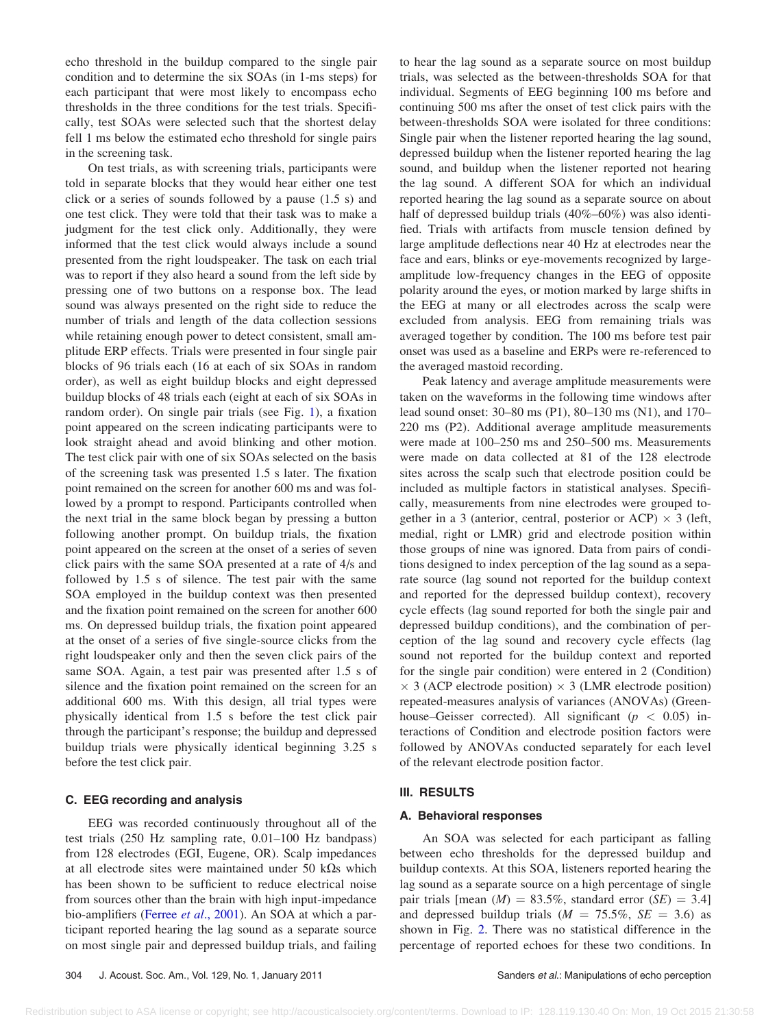echo threshold in the buildup compared to the single pair condition and to determine the six SOAs (in 1-ms steps) for each participant that were most likely to encompass echo thresholds in the three conditions for the test trials. Specifically, test SOAs were selected such that the shortest delay fell 1 ms below the estimated echo threshold for single pairs in the screening task.

On test trials, as with screening trials, participants were told in separate blocks that they would hear either one test click or a series of sounds followed by a pause (1.5 s) and one test click. They were told that their task was to make a judgment for the test click only. Additionally, they were informed that the test click would always include a sound presented from the right loudspeaker. The task on each trial was to report if they also heard a sound from the left side by pressing one of two buttons on a response box. The lead sound was always presented on the right side to reduce the number of trials and length of the data collection sessions while retaining enough power to detect consistent, small amplitude ERP effects. Trials were presented in four single pair blocks of 96 trials each (16 at each of six SOAs in random order), as well as eight buildup blocks and eight depressed buildup blocks of 48 trials each (eight at each of six SOAs in random order). On single pair trials (see Fig. 1), a fixation point appeared on the screen indicating participants were to look straight ahead and avoid blinking and other motion. The test click pair with one of six SOAs selected on the basis of the screening task was presented 1.5 s later. The fixation point remained on the screen for another 600 ms and was followed by a prompt to respond. Participants controlled when the next trial in the same block began by pressing a button following another prompt. On buildup trials, the fixation point appeared on the screen at the onset of a series of seven click pairs with the same SOA presented at a rate of 4/s and followed by 1.5 s of silence. The test pair with the same SOA employed in the buildup context was then presented and the fixation point remained on the screen for another 600 ms. On depressed buildup trials, the fixation point appeared at the onset of a series of five single-source clicks from the right loudspeaker only and then the seven click pairs of the same SOA. Again, a test pair was presented after 1.5 s of silence and the fixation point remained on the screen for an additional 600 ms. With this design, all trial types were physically identical from 1.5 s before the test click pair through the participant's response; the buildup and depressed buildup trials were physically identical beginning 3.25 s before the test click pair.

### C. EEG recording and analysis

EEG was recorded continuously throughout all of the test trials (250 Hz sampling rate, 0.01–100 Hz bandpass) from 128 electrodes (EGI, Eugene, OR). Scalp impedances at all electrode sites were maintained under 50 kΩs which has been shown to be sufficient to reduce electrical noise from sources other than the brain with high input-impedance bio-amplifiers (Ferree *et al.*, 2001). An SOA at which a participant reported hearing the lag sound as a separate source on most single pair and depressed buildup trials, and failing to hear the lag sound as a separate source on most buildup trials, was selected as the between-thresholds SOA for that individual. Segments of EEG beginning 100 ms before and continuing 500 ms after the onset of test click pairs with the between-thresholds SOA were isolated for three conditions: Single pair when the listener reported hearing the lag sound, depressed buildup when the listener reported hearing the lag sound, and buildup when the listener reported not hearing the lag sound. A different SOA for which an individual reported hearing the lag sound as a separate source on about half of depressed buildup trials (40%–60%) was also identified. Trials with artifacts from muscle tension defined by large amplitude deflections near 40 Hz at electrodes near the face and ears, blinks or eye-movements recognized by large-amplitude low-frequency changes in the EEG of opposite polarity around the eyes, or motion marked by large shifts in the EEG at many or all electrodes across the scalp were excluded from analysis. EEG from remaining trials was averaged together by condition. The 100 ms before test pair onset was used as a baseline and ERPs were re-referenced to the averaged mastoid recording.

Peak latency and average amplitude measurements were taken on the waveforms in the following time windows after lead sound onset: 30–80 ms (P1), 80–130 ms (N1), and 170–220 ms (P2). Additional average amplitude measurements were made at 100–250 ms and 250–500 ms. Measurements were made on data collected at 81 of the 128 electrode sites across the scalp such that electrode position could be included as multiple factors in statistical analyses. Specifically, measurements from nine electrodes were grouped together in a 3 (anterior, central, posterior or ACP) $\times$ 3 (left, medial, right or LMR) grid and electrode position within those groups of nine was ignored. Data from pairs of conditions designed to index perception of the lag sound as a separate source (lag sound not reported for the buildup context and reported for the depressed buildup context), recovery cycle effects (lag sound reported for both the single pair and depressed buildup conditions), and the combination of perception of the lag sound and recovery cycle effects (lag sound not reported for the buildup context and reported for the single pair condition) were entered in 2 (Condition) $\times$ 3 (ACP electrode position) $\times$ 3 (LMR electrode position) repeated-measures analysis of variances (ANOVAs) (Greenhouse–Geisser corrected). All significant ($p < 0.05$) interactions of Condition and electrode position factors were followed by ANOVAs conducted separately for each level of the relevant electrode position factor.

## III. RESULTS

### A. Behavioral responses

An SOA was selected for each participant as falling between echo thresholds for the depressed buildup and buildup contexts. At this SOA, listeners reported hearing the lag sound as a separate source on a high percentage of single pair trials [mean ($M$) = 83.5%, standard error ($SE$) = 3.4] and depressed buildup trials ($M$ = 75.5%, $SE$ = 3.6) as shown in Fig. 2. There was no statistical difference in the percentage of reported echoes for these two conditions. In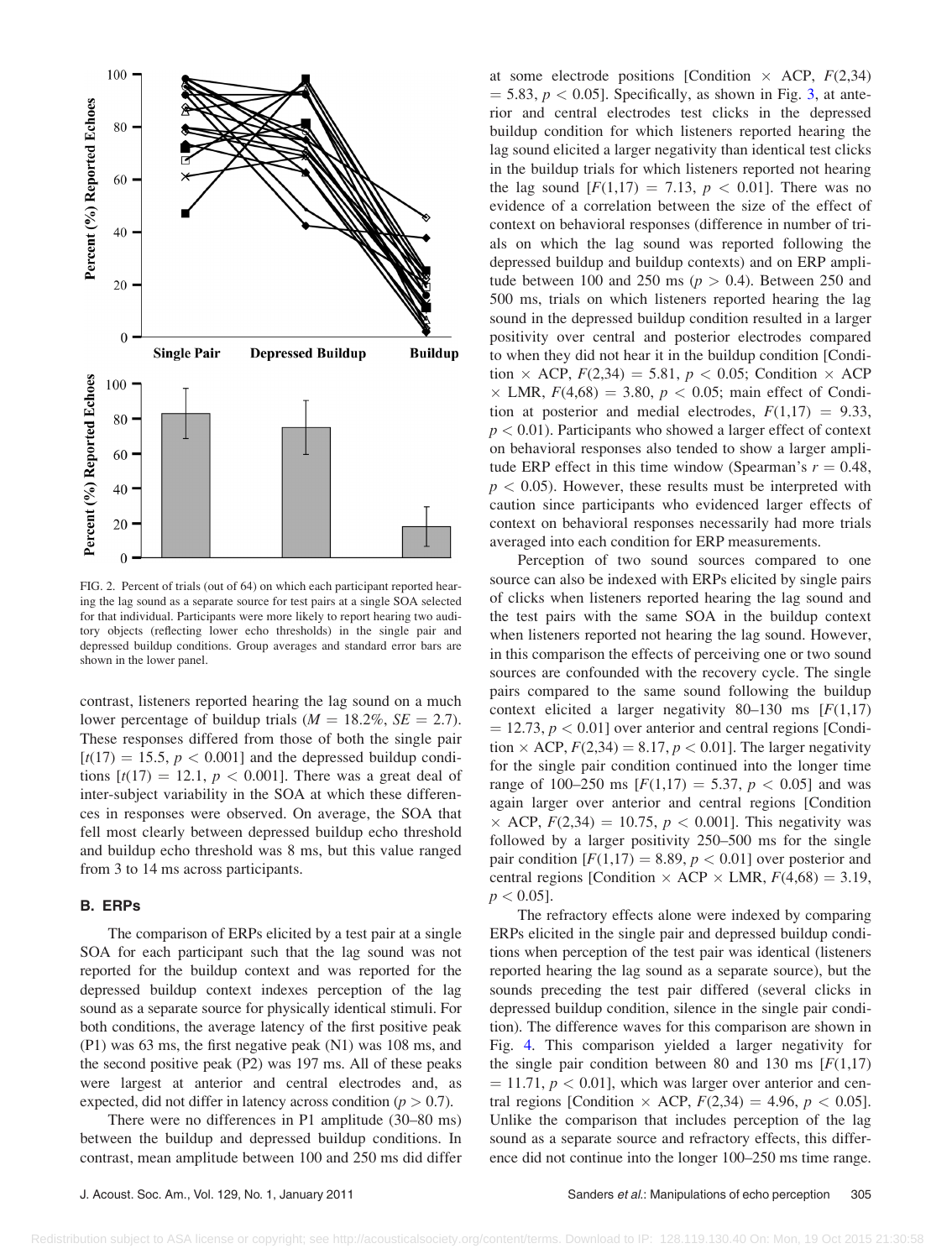FIG. 2. Percent of trials (out of 64) on which each participant reported hearing the lag sound as a separate source for test pairs at a single SOA selected for that individual. Participants were more likely to report hearing two auditory objects (reflecting lower echo thresholds) in the single pair and depressed buildup conditions. Group averages and standard error bars are shown in the lower panel.

contrast, listeners reported hearing the lag sound on a much lower percentage of buildup trials ($M = 18.2\%$, $SE = 2.7$). These responses differed from those of both the single pair [$t(17) = 15.5$, $p < 0.001$] and the depressed buildup conditions [$t(17) = 12.1$, $p < 0.001$]. There was a great deal of inter-subject variability in the SOA at which these differences in responses were observed. On average, the SOA that fell most clearly between depressed buildup echo threshold and buildup echo threshold was 8 ms, but this value ranged from 3 to 14 ms across participants.

### B. ERPs

The comparison of ERPs elicited by a test pair at a single SOA for each participant such that the lag sound was not reported for the buildup context and was reported for the depressed buildup context indexes perception of the lag sound as a separate source for physically identical stimuli. For both conditions, the average latency of the first positive peak (P1) was 63 ms, the first negative peak (N1) was 108 ms, and the second positive peak (P2) was 197 ms. All of these peaks were largest at anterior and central electrodes and, as expected, did not differ in latency across condition ($p > 0.7$).

There were no differences in P1 amplitude (30–80 ms) between the buildup and depressed buildup conditions. In contrast, mean amplitude between 100 and 250 ms did differ at some electrode positions [Condition × ACP, $F(2,34) = 5.83$, $p < 0.05$]. Specifically, as shown in Fig. 3, at anterior and central electrodes test clicks in the depressed buildup condition for which listeners reported hearing the lag sound elicited a larger negativity than identical test clicks in the buildup trials for which listeners reported not hearing the lag sound [$F(1,17) = 7.13$, $p < 0.01$]. There was no evidence of a correlation between the size of the effect of context on behavioral responses (difference in number of trials on which the lag sound was reported following the depressed buildup and buildup contexts) and on ERP amplitude between 100 and 250 ms ($p > 0.4$). Between 250 and 500 ms, trials on which listeners reported hearing the lag sound in the depressed buildup condition resulted in a larger positivity over central and posterior electrodes compared to when they did not hear it in the buildup condition [Condition × ACP, $F(2,34) = 5.81$, $p < 0.05$; Condition × ACP × LMR, $F(4,68) = 3.80$, $p < 0.05$; main effect of Condition at posterior and medial electrodes, $F(1,17) = 9.33$, $p < 0.01$]. Participants who showed a larger effect of context on behavioral responses also tended to show a larger amplitude ERP effect in this time window (Spearman's $r = 0.48$, $p < 0.05$). However, these results must be interpreted with caution since participants who evidenced larger effects of context on behavioral responses necessarily had more trials averaged into each condition for ERP measurements.

Perception of two sound sources compared to one source can also be indexed with ERPs elicited by single pairs of clicks when listeners reported hearing the lag sound and the test pairs with the same SOA in the buildup context when listeners reported not hearing the lag sound. However, in this comparison the effects of perceiving one or two sound sources are confounded with the recovery cycle. The single pairs compared to the same sound following the buildup context elicited a larger negativity 80–130 ms [$F(1,17) = 12.73$, $p < 0.01$] over anterior and central regions [Condition × ACP, $F(2,34) = 8.17$, $p < 0.01$]. The larger negativity for the single pair condition continued into the longer time range of 100–250 ms [$F(1,17) = 5.37$, $p < 0.05$] and was again larger over anterior and central regions [Condition × ACP, $F(2,34) = 10.75$, $p < 0.001$]. This negativity was followed by a larger positivity 250–500 ms for the single pair condition [$F(1,17) = 8.89$, $p < 0.01$] over posterior and central regions [Condition × ACP × LMR, $F(4,68) = 3.19$, $p < 0.05$].

The refractory effects alone were indexed by comparing ERPs elicited in the single pair and depressed buildup conditions when perception of the test pair was identical (listeners reported hearing the lag sound as a separate source), but the sounds preceding the test pair differed (several clicks in depressed buildup condition, silence in the single pair condition). The difference waves for this comparison are shown in Fig. 4. This comparison yielded a larger negativity for the single pair condition between 80 and 130 ms [$F(1,17) = 11.71$, $p < 0.01$], which was larger over anterior and central regions [Condition × ACP, $F(2,34) = 4.96$, $p < 0.05$]. Unlike the comparison that includes perception of the lag sound as a separate source and refractory effects, this difference did not continue into the longer 100–250 ms time range.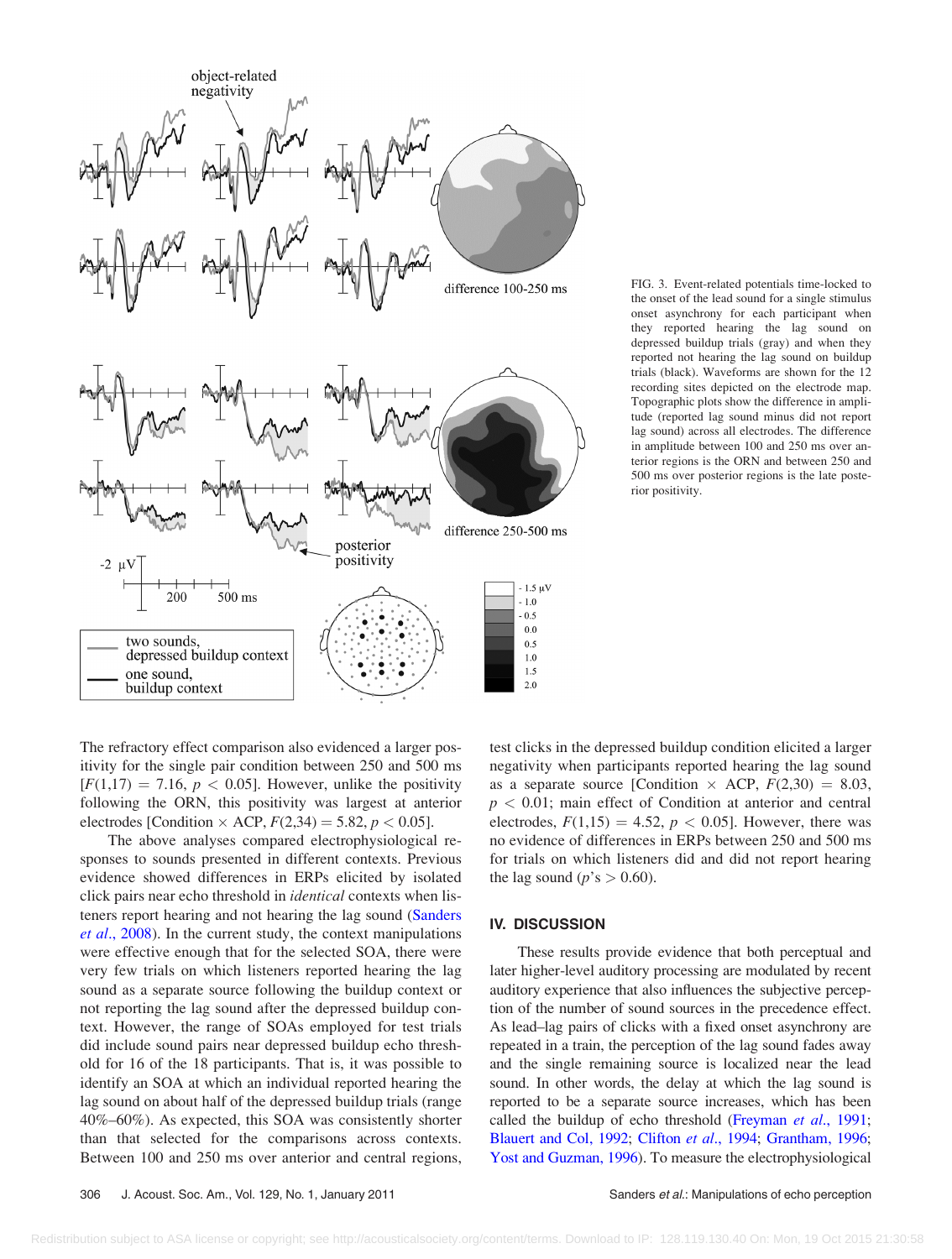FIG. 3. Event-related potentials time-locked to the onset of the lead sound for a single stimulus onset asynchrony for each participant when they reported hearing the lag sound on depressed buildup trials (gray) and when they reported not hearing the lag sound on buildup trials (black). Waveforms are shown for the 12 recording sites depicted on the electrode map. Topographic plots show the difference in amplitude (reported lag sound minus did not report lag sound) across all electrodes. The difference in amplitude between 100 and 250 ms over anterior regions is the ORN and between 250 and 500 ms over posterior regions is the late posterior positivity.

The refractory effect comparison also evidenced a larger positivity for the single pair condition between 250 and 500 ms [$F(1,17) = 7.16$, $p < 0.05$]. However, unlike the positivity following the ORN, this positivity was largest at anterior electrodes [Condition × ACP, $F(2,34) = 5.82$, $p < 0.05$].

The above analyses compared electrophysiological responses to sounds presented in different contexts. Previous evidence showed differences in ERPs elicited by isolated click pairs near echo threshold in *identical* contexts when listeners report hearing and not hearing the lag sound (Sanders *et al.*, 2008). In the current study, the context manipulations were effective enough that for the selected SOA, there were very few trials on which listeners reported hearing the lag sound as a separate source following the buildup context or not reporting the lag sound after the depressed buildup context. However, the range of SOAs employed for test trials did include sound pairs near depressed buildup echo threshold for 16 of the 18 participants. That is, it was possible to identify an SOA at which an individual reported hearing the lag sound on about half of the depressed buildup trials (range 40%–60%). As expected, this SOA was consistently shorter than that selected for the comparisons across contexts. Between 100 and 250 ms over anterior and central regions, test clicks in the depressed buildup condition elicited a larger negativity when participants reported hearing the lag sound as a separate source [Condition × ACP, $F(2,30) = 8.03$, $p < 0.01$; main effect of Condition at anterior and central electrodes, $F(1,15) = 4.52$, $p < 0.05$]. However, there was no evidence of differences in ERPs between 250 and 500 ms for trials on which listeners did and did not report hearing the lag sound ($p$'s $> 0.60$).

## IV. DISCUSSION

These results provide evidence that both perceptual and later higher-level auditory processing are modulated by recent auditory experience that also influences the subjective perception of the number of sound sources in the precedence effect. As lead–lag pairs of clicks with a fixed onset asynchrony are repeated in a train, the perception of the lag sound fades away and the single remaining source is localized near the lead sound. In other words, the delay at which the lag sound is reported to be a separate source increases, which has been called the buildup of echo threshold (Freyman *et al.*, 1991; Blauert and Col, 1992; Clifton *et al.*, 1994; Grantham, 1996; Yost and Guzman, 1996). To measure the electrophysiological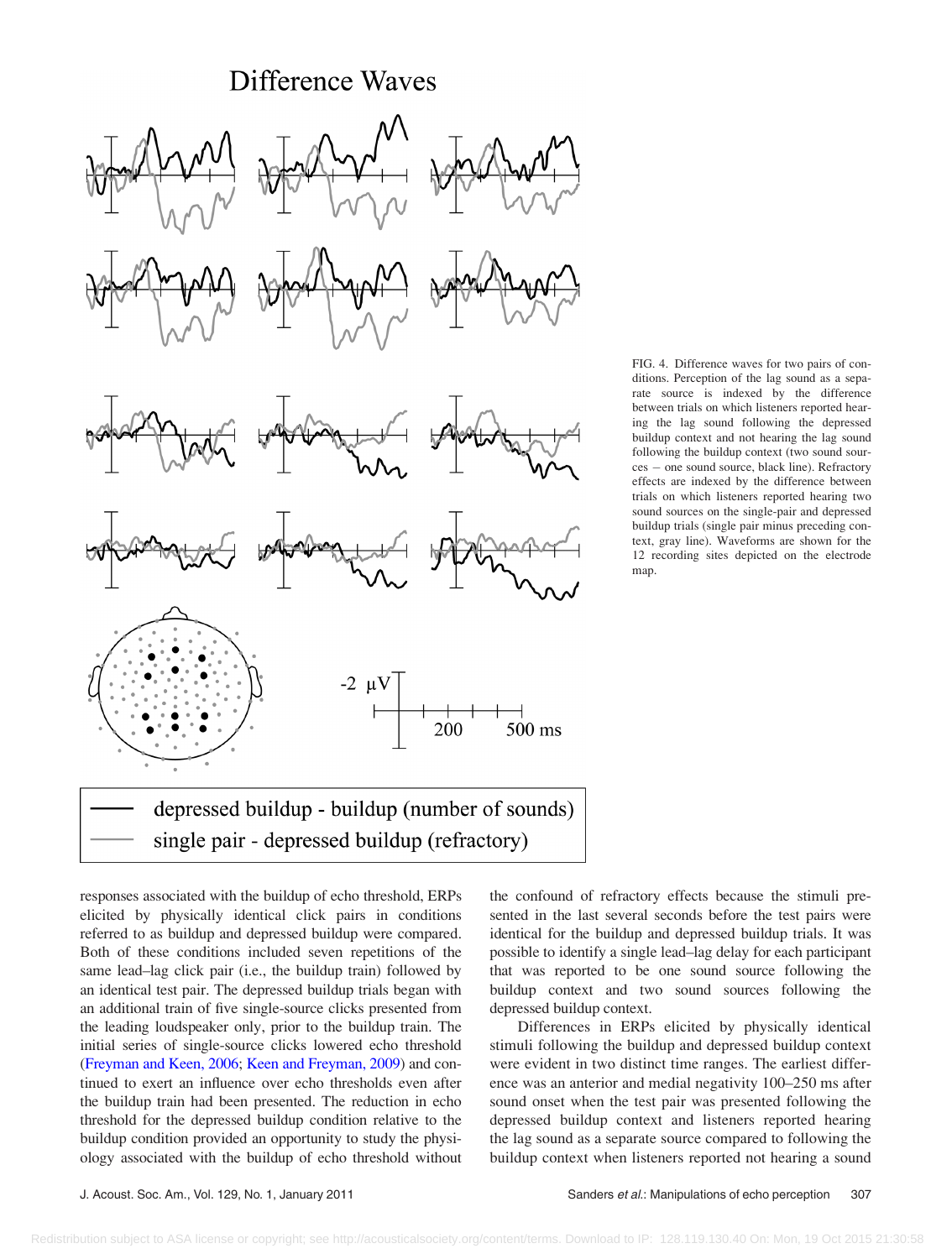Difference Waves

-2 μV

200

500 ms

depressed buildup - buildup (number of sounds)

single pair - depressed buildup (refractory)

FIG. 4. Difference waves for two pairs of conditions. Perception of the lag sound as a separate source is indexed by the difference between trials on which listeners reported hearing the lag sound following the depressed buildup context and not hearing the lag sound following the buildup context (two sound sources − one sound source, black line). Refractory effects are indexed by the difference between trials on which listeners reported hearing two sound sources on the single-pair and depressed buildup trials (single pair minus preceding context, gray line). Waveforms are shown for the 12 recording sites depicted on the electrode map.

responses associated with the buildup of echo threshold, ERPs elicited by physically identical click pairs in conditions referred to as buildup and depressed buildup were compared. Both of these conditions included seven repetitions of the same lead–lag click pair (i.e., the buildup train) followed by an identical test pair. The depressed buildup trials began with an additional train of five single-source clicks presented from the leading loudspeaker only, prior to the buildup train. The initial series of single-source clicks lowered echo threshold (Freyman and Keen, 2006; Keen and Freyman, 2009) and continued to exert an influence over echo thresholds even after the buildup train had been presented. The reduction in echo threshold for the depressed buildup condition relative to the buildup condition provided an opportunity to study the physiology associated with the buildup of echo threshold without the confound of refractory effects because the stimuli presented in the last several seconds before the test pairs were identical for the buildup and depressed buildup trials. It was possible to identify a single lead–lag delay for each participant that was reported to be one sound source following the buildup context and two sound sources following the depressed buildup context.

Differences in ERPs elicited by physically identical stimuli following the buildup and depressed buildup context were evident in two distinct time ranges. The earliest difference was an anterior and medial negativity 100–250 ms after sound onset when the test pair was presented following the depressed buildup context and listeners reported hearing the lag sound as a separate source compared to following the buildup context when listeners reported not hearing a sound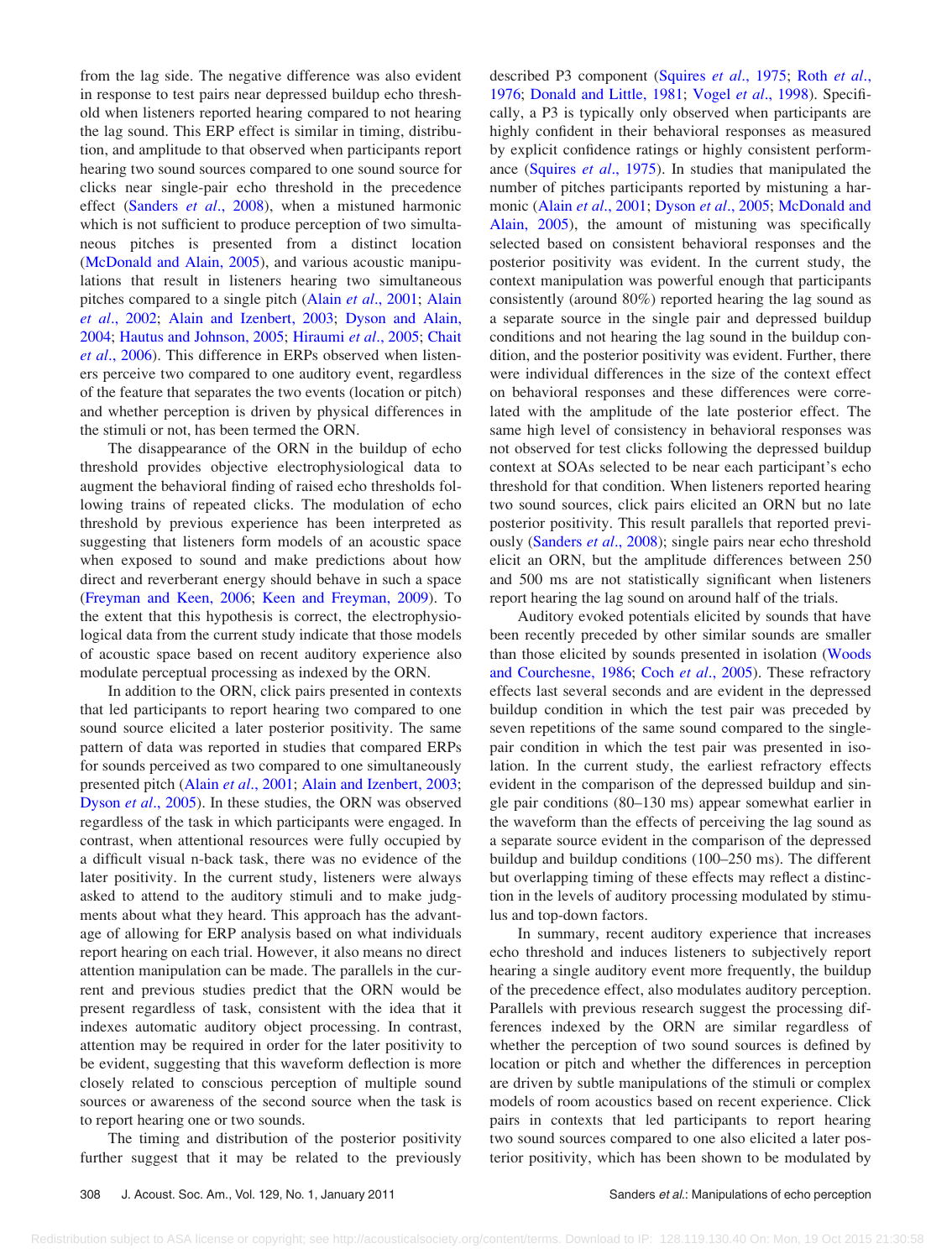from the lag side. The negative difference was also evident in response to test pairs near depressed buildup echo threshold when listeners reported hearing compared to not hearing the lag sound. This ERP effect is similar in timing, distribution, and amplitude to that observed when participants report hearing two sound sources compared to one sound source for clicks near single-pair echo threshold in the precedence effect (Sanders *et al.*, 2008), when a mistuned harmonic which is not sufficient to produce perception of two simultaneous pitches is presented from a distinct location (McDonald and Alain, 2005), and various acoustic manipulations that result in listeners hearing two simultaneous pitches compared to a single pitch (Alain *et al.*, 2001; Alain *et al.*, 2002; Alain and Izenbert, 2003; Dyson and Alain, 2004; Hautus and Johnson, 2005; Hiraumi *et al.*, 2005; Chait *et al.*, 2006). This difference in ERPs observed when listeners perceive two compared to one auditory event, regardless of the feature that separates the two events (location or pitch) and whether perception is driven by physical differences in the stimuli or not, has been termed the ORN.

The disappearance of the ORN in the buildup of echo threshold provides objective electrophysiological data to augment the behavioral finding of raised echo thresholds following trains of repeated clicks. The modulation of echo threshold by previous experience has been interpreted as suggesting that listeners form models of an acoustic space when exposed to sound and make predictions about how direct and reverberant energy should behave in such a space (Freyman and Keen, 2006; Keen and Freyman, 2009). To the extent that this hypothesis is correct, the electrophysiological data from the current study indicate that those models of acoustic space based on recent auditory experience also modulate perceptual processing as indexed by the ORN.

In addition to the ORN, click pairs presented in contexts that led participants to report hearing two compared to one sound source elicited a later posterior positivity. The same pattern of data was reported in studies that compared ERPs for sounds perceived as two compared to one simultaneously presented pitch (Alain *et al.*, 2001; Alain and Izenbert, 2003; Dyson *et al.*, 2005). In these studies, the ORN was observed regardless of the task in which participants were engaged. In contrast, when attentional resources were fully occupied by a difficult visual n-back task, there was no evidence of the later positivity. In the current study, listeners were always asked to attend to the auditory stimuli and to make judgments about what they heard. This approach has the advantage of allowing for ERP analysis based on what individuals report hearing on each trial. However, it also means no direct attention manipulation can be made. The parallels in the current and previous studies predict that the ORN would be present regardless of task, consistent with the idea that it indexes automatic auditory object processing. In contrast, attention may be required in order for the later positivity to be evident, suggesting that this waveform deflection is more closely related to conscious perception of multiple sound sources or awareness of the second source when the task is to report hearing one or two sounds.

The timing and distribution of the posterior positivity further suggest that it may be related to the previously described P3 component (Squires *et al.*, 1975; Roth *et al.*, 1976; Donald and Little, 1981; Vogel *et al.*, 1998). Specifically, a P3 is typically only observed when participants are highly confident in their behavioral responses as measured by explicit confidence ratings or highly consistent performance (Squires *et al.*, 1975). In studies that manipulated the number of pitches participants reported by mistuning a harmonic (Alain *et al.*, 2001; Dyson *et al.*, 2005; McDonald and Alain, 2005), the amount of mistuning was specifically selected based on consistent behavioral responses and the posterior positivity was evident. In the current study, the context manipulation was powerful enough that participants consistently (around 80%) reported hearing the lag sound as a separate source in the single pair and depressed buildup conditions and not hearing the lag sound in the buildup condition, and the posterior positivity was evident. Further, there were individual differences in the size of the context effect on behavioral responses and these differences were correlated with the amplitude of the late posterior effect. The same high level of consistency in behavioral responses was not observed for test clicks following the depressed buildup context at SOAs selected to be near each participant's echo threshold for that condition. When listeners reported hearing two sound sources, click pairs elicited an ORN but no late posterior positivity. This result parallels that reported previously (Sanders *et al.*, 2008); single pairs near echo threshold elicit an ORN, but the amplitude differences between 250 and 500 ms are not statistically significant when listeners report hearing the lag sound on around half of the trials.

Auditory evoked potentials elicited by sounds that have been recently preceded by other similar sounds are smaller than those elicited by sounds presented in isolation (Woods and Courchesne, 1986; Coch *et al.*, 2005). These refractory effects last several seconds and are evident in the depressed buildup condition in which the test pair was preceded by seven repetitions of the same sound compared to the single-pair condition in which the test pair was presented in isolation. In the current study, the earliest refractory effects evident in the comparison of the depressed buildup and single pair conditions (80–130 ms) appear somewhat earlier in the waveform than the effects of perceiving the lag sound as a separate source evident in the comparison of the depressed buildup and buildup conditions (100–250 ms). The different but overlapping timing of these effects may reflect a distinction in the levels of auditory processing modulated by stimulus and top-down factors.

In summary, recent auditory experience that increases echo threshold and induces listeners to subjectively report hearing a single auditory event more frequently, the buildup of the precedence effect, also modulates auditory perception. Parallels with previous research suggest the processing differences indexed by the ORN are similar regardless of whether the perception of two sound sources is defined by location or pitch and whether the differences in perception are driven by subtle manipulations of the stimuli or complex models of room acoustics based on recent experience. Click pairs in contexts that led participants to report hearing two sound sources compared to one also elicited a later posterior positivity, which has been shown to be modulated by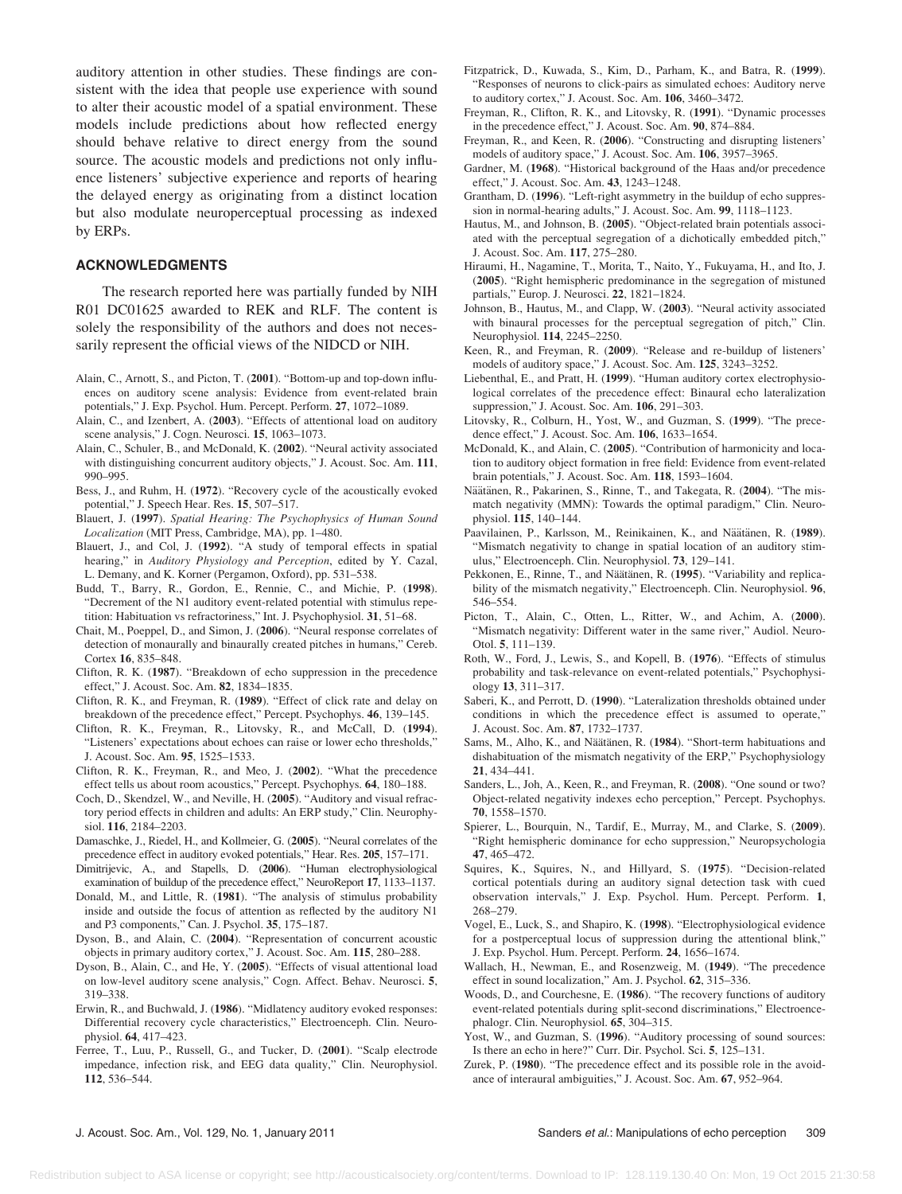auditory attention in other studies. These findings are consistent with the idea that people use experience with sound to alter their acoustic model of a spatial environment. These models include predictions about how reflected energy should behave relative to direct energy from the sound source. The acoustic models and predictions not only influence listeners' subjective experience and reports of hearing the delayed energy as originating from a distinct location but also modulate neuroperceptual processing as indexed by ERPs.

## ACKNOWLEDGMENTS

The research reported here was partially funded by NIH R01 DC01625 awarded to REK and RLF. The content is solely the responsibility of the authors and does not necessarily represent the official views of the NIDCD or NIH.

Alain, C., Arnott, S., and Picton, T. (**2001**). "Bottom-up and top-down influences on auditory scene analysis: Evidence from event-related brain potentials," J. Exp. Psychol. Hum. Percept. Perform. **27**, 1072–1089.

Alain, C., and Izenbert, A. (**2003**). "Effects of attentional load on auditory scene analysis," J. Cogn. Neurosci. **15**, 1063–1073.

Alain, C., Schuler, B., and McDonald, K. (**2002**). "Neural activity associated with distinguishing concurrent auditory objects," J. Acoust. Soc. Am. **111**, 990–995.

Bess, J., and Ruhm, H. (**1972**). "Recovery cycle of the acoustically evoked potential," J. Speech Hear. Res. **15**, 507–517.

Blauert, J. (**1997**). *Spatial Hearing: The Psychophysics of Human Sound Localization* (MIT Press, Cambridge, MA), pp. 1–480.

Blauert, J., and Col, J. (**1992**). "A study of temporal effects in spatial hearing," in *Auditory Physiology and Perception*, edited by Y. Cazal, L. Demany, and K. Korner (Pergamon, Oxford), pp. 531–538.

Budd, T., Barry, R., Gordon, E., Rennie, C., and Michie, P. (**1998**). "Decrement of the N1 auditory event-related potential with stimulus repetition: Habituation vs refractoriness," Int. J. Psychophysiol. **31**, 51–68.

Chait, M., Poeppel, D., and Simon, J. (**2006**). "Neural response correlates of detection of monaurally and binaurally created pitches in humans," Cereb. Cortex **16**, 835–848.

Clifton, R. K. (**1987**). "Breakdown of echo suppression in the precedence effect," J. Acoust. Soc. Am. **82**, 1834–1835.

Clifton, R. K., and Freyman, R. (**1989**). "Effect of click rate and delay on breakdown of the precedence effect," Percept. Psychophys. **46**, 139–145.

Clifton, R. K., Freyman, R., Litovsky, R., and McCall, D. (**1994**). "Listeners' expectations about echoes can raise or lower echo thresholds," J. Acoust. Soc. Am. **95**, 1525–1533.

Clifton, R. K., Freyman, R., and Meo, J. (**2002**). "What the precedence effect tells us about room acoustics," Percept. Psychophys. **64**, 180–188.

Coch, D., Skendzel, W., and Neville, H. (**2005**). "Auditory and visual refractory period effects in children and adults: An ERP study," Clin. Neurophysiol. **116**, 2184–2203.

Damaschke, J., Riedel, H., and Kollmeier, G. (**2005**). "Neural correlates of the precedence effect in auditory evoked potentials," Hear. Res. **205**, 157–171.

Dimitrijevic, A., and Stapells, D. (**2006**). "Human electrophysiological examination of buildup of the precedence effect," NeuroReport **17**, 1133–1137.

Donald, M., and Little, R. (**1981**). "The analysis of stimulus probability inside and outside the focus of attention as reflected by the auditory N1 and P3 components," Can. J. Psychol. **35**, 175–187.

Dyson, B., and Alain, C. (**2004**). "Representation of concurrent acoustic objects in primary auditory cortex," J. Acoust. Soc. Am. **115**, 280–288.

Dyson, B., Alain, C., and He, Y. (**2005**). "Effects of visual attentional load on low-level auditory scene analysis," Cogn. Affect. Behav. Neurosci. **5**, 319–338.

Erwin, R., and Buchwald, J. (**1986**). "Midlatency auditory evoked responses: Differential recovery cycle characteristics," Electroenceph. Clin. Neurophysiol. **64**, 417–423.

Ferree, T., Luu, P., Russell, G., and Tucker, D. (**2001**). "Scalp electrode impedance, infection risk, and EEG data quality," Clin. Neurophysiol. **112**, 536–544.

Fitzpatrick, D., Kuwada, S., Kim, D., Parham, K., and Batra, R. (**1999**). "Responses of neurons to click-pairs as simulated echoes: Auditory nerve to auditory cortex," J. Acoust. Soc. Am. **106**, 3460–3472.

Freyman, R., Clifton, R. K., and Litovsky, R. (**1991**). "Dynamic processes in the precedence effect," J. Acoust. Soc. Am. **90**, 874–884.

Freyman, R., and Keen, R. (**2006**). "Constructing and disrupting listeners' models of auditory space," J. Acoust. Soc. Am. **106**, 3957–3965.

Gardner, M. (**1968**). "Historical background of the Haas and/or precedence effect," J. Acoust. Soc. Am. **43**, 1243–1248.

Grantham, D. (**1996**). "Left-right asymmetry in the buildup of echo suppression in normal-hearing adults," J. Acoust. Soc. Am. **99**, 1118–1123.

Hautus, M., and Johnson, B. (**2005**). "Object-related brain potentials associated with the perceptual segregation of a dichotically embedded pitch," J. Acoust. Soc. Am. **117**, 275–280.

Hiraumi, H., Nagamine, T., Morita, T., Naito, Y., Fukuyama, H., and Ito, J. (**2005**). "Right hemispheric predominance in the segregation of mistuned partials," Europ. J. Neurosci. **22**, 1821–1824.

Johnson, B., Hautus, M., and Clapp, W. (**2003**). "Neural activity associated with binaural processes for the perceptual segregation of pitch," Clin. Neurophysiol. **114**, 2245–2250.

Keen, R., and Freyman, R. (**2009**). "Release and re-buildup of listeners' models of auditory space," J. Acoust. Soc. Am. **125**, 3243–3252.

Liebenthal, E., and Pratt, H. (**1999**). "Human auditory cortex electrophysiological correlates of the precedence effect: Binaural echo lateralization suppression," J. Acoust. Soc. Am. **106**, 291–303.

Litovsky, R., Colburn, H., Yost, W., and Guzman, S. (**1999**). "The precedence effect," J. Acoust. Soc. Am. **106**, 1633–1654.

McDonald, K., and Alain, C. (**2005**). "Contribution of harmonicity and location to auditory object formation in free field: Evidence from event-related brain potentials," J. Acoust. Soc. Am. **118**, 1593–1604.

Näätänen, R., Pakarinen, S., Rinne, T., and Takegata, R. (**2004**). "The mismatch negativity (MMN): Towards the optimal paradigm," Clin. Neurophysiol. **115**, 140–144.

Paavilainen, P., Karlsson, M., Reinikainen, K., and Näätänen, R. (**1989**). "Mismatch negativity to change in spatial location of an auditory stimulus," Electroenceph. Clin. Neurophysiol. **73**, 129–141.

Pekkonen, E., Rinne, T., and Näätänen, R. (**1995**). "Variability and replicability of the mismatch negativity," Electroenceph. Clin. Neurophysiol. **96**, 546–554.

Picton, T., Alain, C., Otten, L., Ritter, W., and Achim, A. (**2000**). "Mismatch negativity: Different water in the same river," Audiol. Neuro-Otol. **5**, 111–139.

Roth, W., Ford, J., Lewis, S., and Kopell, B. (**1976**). "Effects of stimulus probability and task-relevance on event-related potentials," Psychophysiology **13**, 311–317.

Saberi, K., and Perrott, D. (**1990**). "Lateralization thresholds obtained under conditions in which the precedence effect is assumed to operate," J. Acoust. Soc. Am. **87**, 1732–1737.

Sams, M., Alho, K., and Näätänen, R. (**1984**). "Short-term habituations and dishabituation of the mismatch negativity of the ERP," Psychophysiology **21**, 434–441.

Sanders, L., Joh, A., Keen, R., and Freyman, R. (**2008**). "One sound or two? Object-related negativity indexes echo perception," Percept. Psychophys. **70**, 1558–1570.

Spierer, L., Bourquin, N., Tardif, E., Murray, M., and Clarke, S. (**2009**). "Right hemispheric dominance for echo suppression," Neuropsychologia **47**, 465–472.

Squires, K., Squires, N., and Hillyard, S. (**1975**). "Decision-related cortical potentials during an auditory signal detection task with cued observation intervals," J. Exp. Psychol. Hum. Percept. Perform. **1**, 268–279.

Vogel, E., Luck, S., and Shapiro, K. (**1998**). "Electrophysiological evidence for a postperceptual locus of suppression during the attentional blink," J. Exp. Psychol. Hum. Percept. Perform. **24**, 1656–1674.

Wallach, H., Newman, E., and Rosenzweig, M. (**1949**). "The precedence effect in sound localization," Am. J. Psychol. **62**, 315–336.

Woods, D., and Courchesne, E. (**1986**). "The recovery functions of auditory event-related potentials during split-second discriminations," Electroencephalogr. Clin. Neurophysiol. **65**, 304–315.

Yost, W., and Guzman, S. (**1996**). "Auditory processing of sound sources: Is there an echo in here?" Curr. Dir. Psychol. Sci. **5**, 125–131.

Zurek, P. (**1980**). "The precedence effect and its possible role in the avoidance of interaural ambiguities," J. Acoust. Soc. Am. **67**, 952–964.